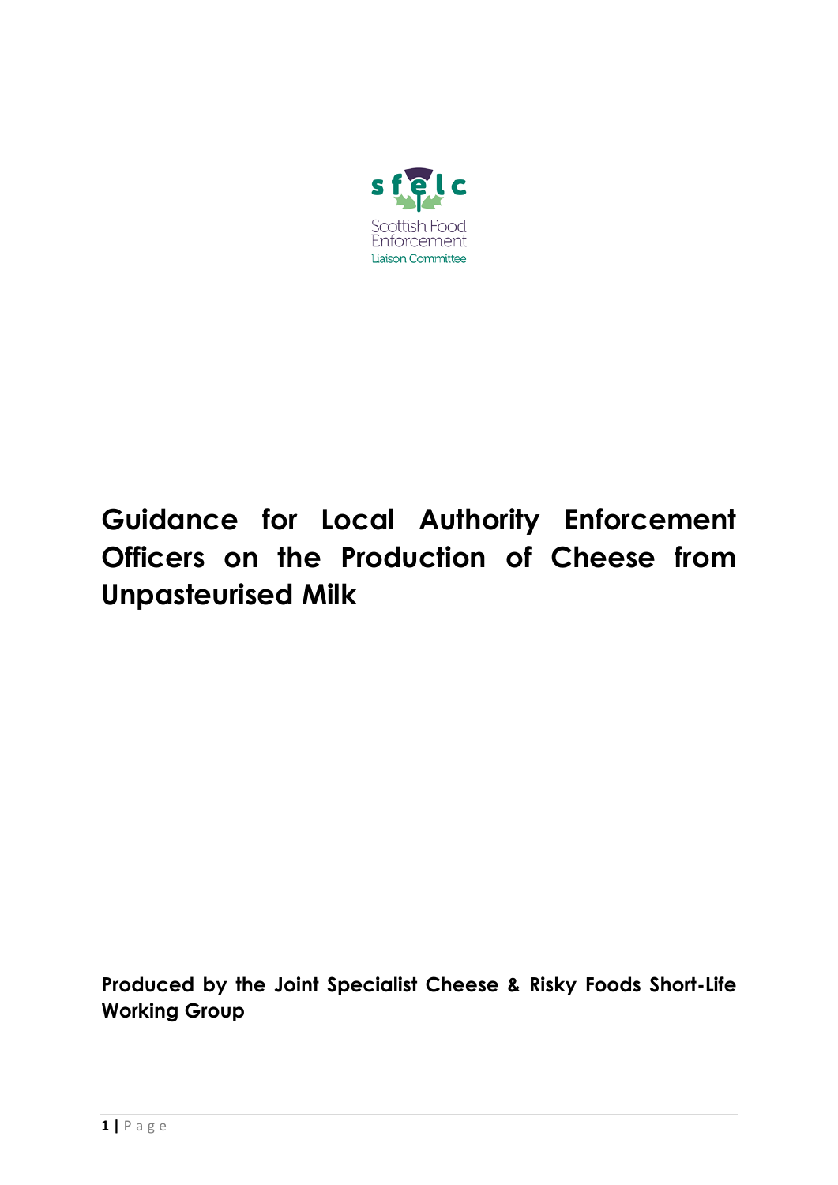sfelc

Scottish Food Enforcement Liaison Committee

# Guidance for Local Authority Enforcement Officers on the Production of Cheese from Unpasteurised Milk

**Produced by the Joint Specialist Cheese & Risky Foods Short-Life Working Group**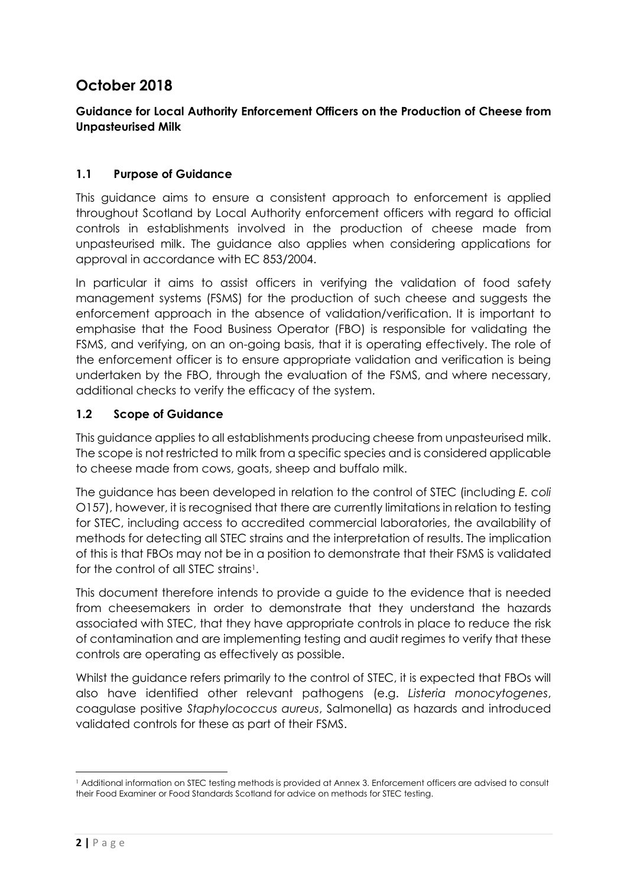# October 2018

**Guidance for Local Authority Enforcement Officers on the Production of Cheese from Unpasteurised Milk**

## 1.1 Purpose of Guidance

This guidance aims to ensure a consistent approach to enforcement is applied throughout Scotland by Local Authority enforcement officers with regard to official controls in establishments involved in the production of cheese made from unpasteurised milk. The guidance also applies when considering applications for approval in accordance with EC 853/2004.

In particular it aims to assist officers in verifying the validation of food safety management systems (FSMS) for the production of such cheese and suggests the enforcement approach in the absence of validation/verification. It is important to emphasise that the Food Business Operator (FBO) is responsible for validating the FSMS, and verifying, on an on-going basis, that it is operating effectively. The role of the enforcement officer is to ensure appropriate validation and verification is being undertaken by the FBO, through the evaluation of the FSMS, and where necessary, additional checks to verify the efficacy of the system.

## 1.2 Scope of Guidance

This guidance applies to all establishments producing cheese from unpasteurised milk. The scope is not restricted to milk from a specific species and is considered applicable to cheese made from cows, goats, sheep and buffalo milk.

The guidance has been developed in relation to the control of STEC (including *E. coli* O157), however, it is recognised that there are currently limitations in relation to testing for STEC, including access to accredited commercial laboratories, the availability of methods for detecting all STEC strains and the interpretation of results. The implication of this is that FBOs may not be in a position to demonstrate that their FSMS is validated for the control of all STEC strains[1].

This document therefore intends to provide a guide to the evidence that is needed from cheesemakers in order to demonstrate that they understand the hazards associated with STEC, that they have appropriate controls in place to reduce the risk of contamination and are implementing testing and audit regimes to verify that these controls are operating as effectively as possible.

Whilst the guidance refers primarily to the control of STEC, it is expected that FBOs will also have identified other relevant pathogens (e.g. *Listeria monocytogenes*, coagulase positive *Staphylococcus aureus*, Salmonella) as hazards and introduced validated controls for these as part of their FSMS.

[1] Additional information on STEC testing methods is provided at Annex 3. Enforcement officers are advised to consult their Food Examiner or Food Standards Scotland for advice on methods for STEC testing.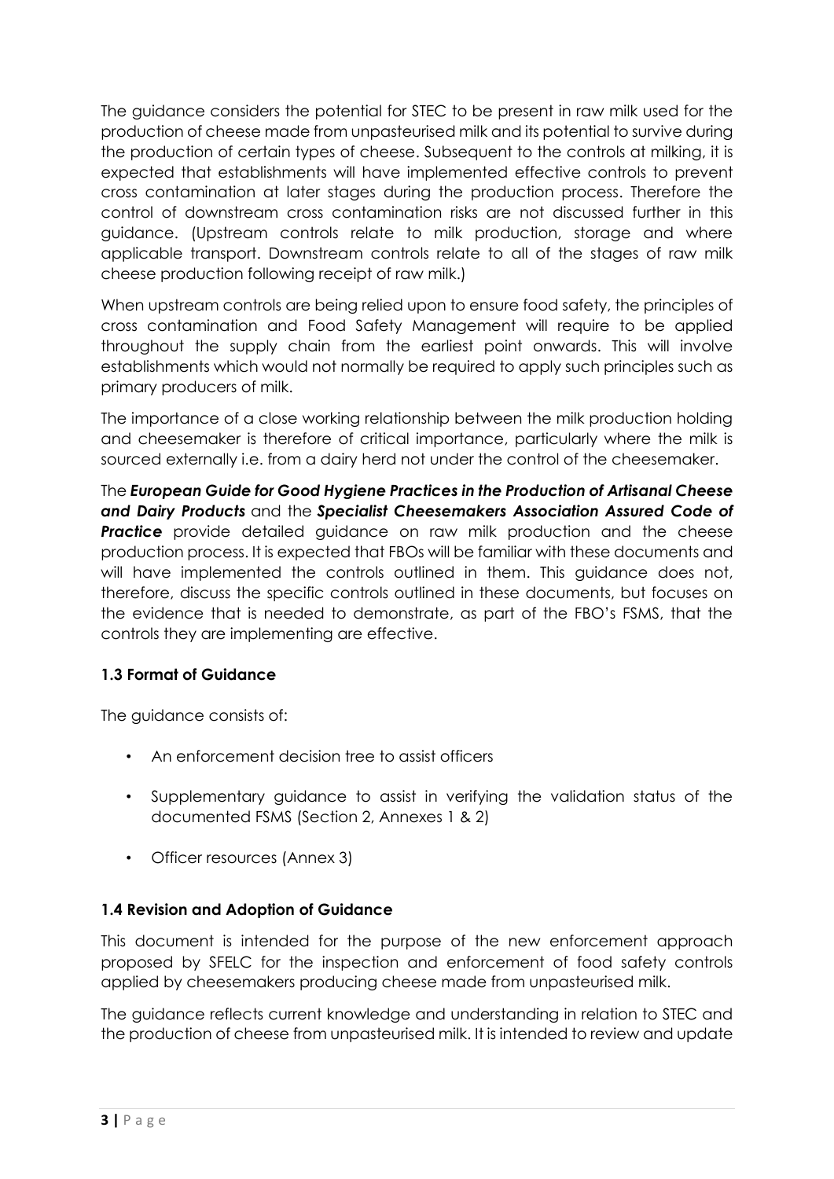The guidance considers the potential for STEC to be present in raw milk used for the production of cheese made from unpasteurised milk and its potential to survive during the production of certain types of cheese. Subsequent to the controls at milking, it is expected that establishments will have implemented effective controls to prevent cross contamination at later stages during the production process. Therefore the control of downstream cross contamination risks are not discussed further in this guidance. (Upstream controls relate to milk production, storage and where applicable transport. Downstream controls relate to all of the stages of raw milk cheese production following receipt of raw milk.)

When upstream controls are being relied upon to ensure food safety, the principles of cross contamination and Food Safety Management will require to be applied throughout the supply chain from the earliest point onwards. This will involve establishments which would not normally be required to apply such principles such as primary producers of milk.

The importance of a close working relationship between the milk production holding and cheesemaker is therefore of critical importance, particularly where the milk is sourced externally i.e. from a dairy herd not under the control of the cheesemaker.

The ***European Guide for Good Hygiene Practices in the Production of Artisanal Cheese and Dairy Products*** and the ***Specialist Cheesemakers Association Assured Code of Practice*** provide detailed guidance on raw milk production and the cheese production process. It is expected that FBOs will be familiar with these documents and will have implemented the controls outlined in them. This guidance does not, therefore, discuss the specific controls outlined in these documents, but focuses on the evidence that is needed to demonstrate, as part of the FBO's FSMS, that the controls they are implementing are effective.

### 1.3 Format of Guidance

The guidance consists of:

- An enforcement decision tree to assist officers
- Supplementary guidance to assist in verifying the validation status of the documented FSMS (Section 2, Annexes 1 & 2)
- Officer resources (Annex 3)

### 1.4 Revision and Adoption of Guidance

This document is intended for the purpose of the new enforcement approach proposed by SFELC for the inspection and enforcement of food safety controls applied by cheesemakers producing cheese made from unpasteurised milk.

The guidance reflects current knowledge and understanding in relation to STEC and the production of cheese from unpasteurised milk. It is intended to review and update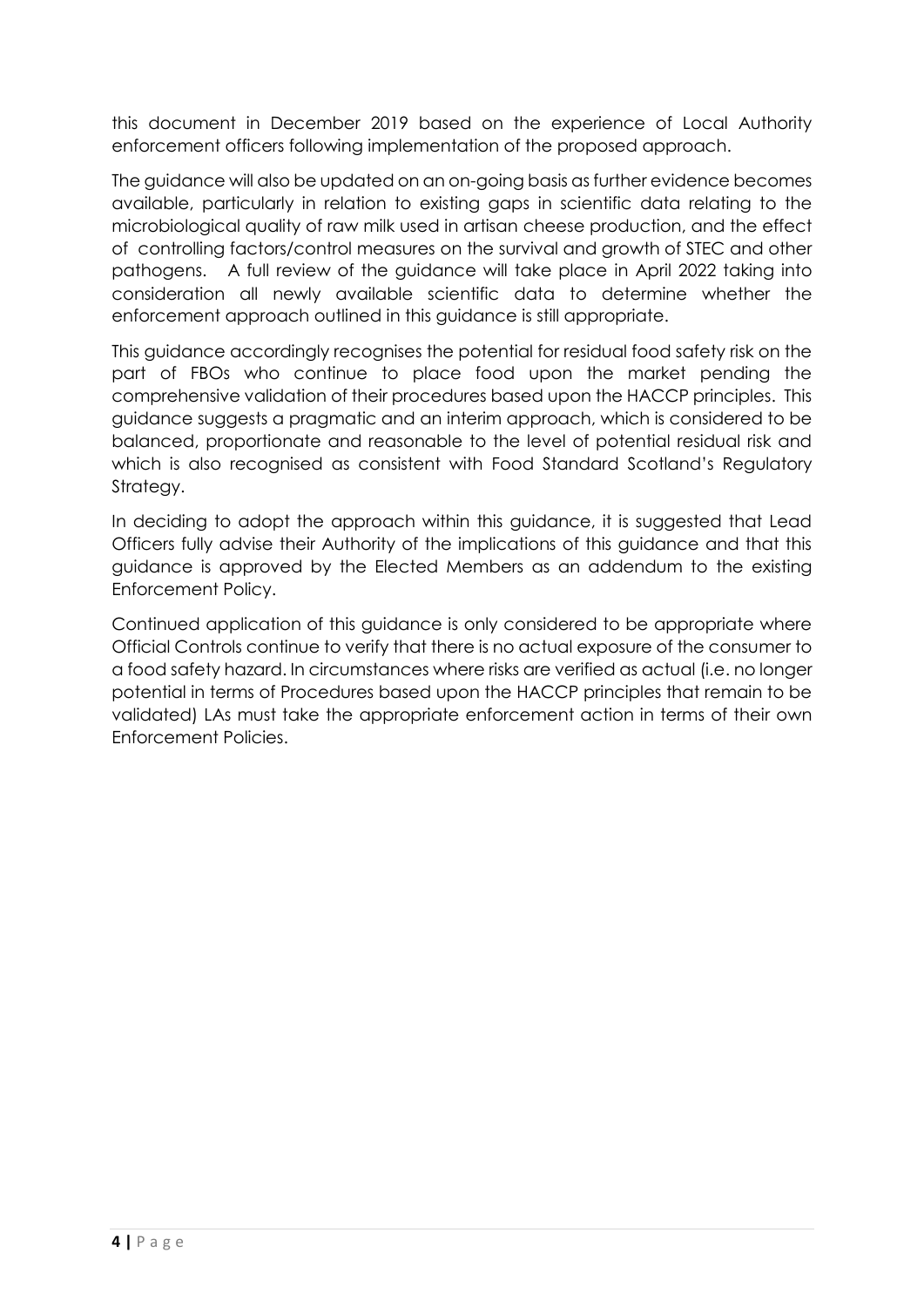this document in December 2019 based on the experience of Local Authority enforcement officers following implementation of the proposed approach.

The guidance will also be updated on an on-going basis as further evidence becomes available, particularly in relation to existing gaps in scientific data relating to the microbiological quality of raw milk used in artisan cheese production, and the effect of controlling factors/control measures on the survival and growth of STEC and other pathogens. A full review of the guidance will take place in April 2022 taking into consideration all newly available scientific data to determine whether the enforcement approach outlined in this guidance is still appropriate.

This guidance accordingly recognises the potential for residual food safety risk on the part of FBOs who continue to place food upon the market pending the comprehensive validation of their procedures based upon the HACCP principles. This guidance suggests a pragmatic and an interim approach, which is considered to be balanced, proportionate and reasonable to the level of potential residual risk and which is also recognised as consistent with Food Standard Scotland's Regulatory Strategy.

In deciding to adopt the approach within this guidance, it is suggested that Lead Officers fully advise their Authority of the implications of this guidance and that this guidance is approved by the Elected Members as an addendum to the existing Enforcement Policy.

Continued application of this guidance is only considered to be appropriate where Official Controls continue to verify that there is no actual exposure of the consumer to a food safety hazard. In circumstances where risks are verified as actual (i.e. no longer potential in terms of Procedures based upon the HACCP principles that remain to be validated) LAs must take the appropriate enforcement action in terms of their own Enforcement Policies.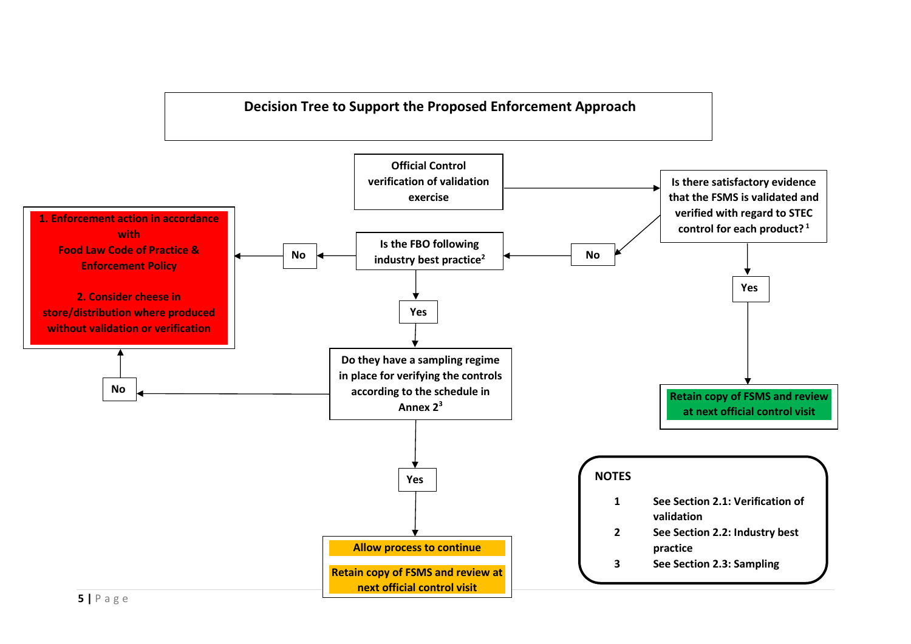# Decision Tree to Support the Proposed Enforcement Approach

**Official Control verification of validation exercise**

→ **Is there satisfactory evidence that the FSMS is validated and verified with regard to STEC control for each product?** [1]

- **Yes** → **Retain copy of FSMS and review at next official control visit**
- **No** → **Is the FBO following industry best practice** [2]
  - **No** → **1. Enforcement action in accordance with Food Law Code of Practice & Enforcement Policy**
    **2. Consider cheese in store/distribution where produced without validation or verification**
  - **Yes** → **Do they have a sampling regime in place for verifying the controls according to the schedule in Annex 2** [3]
    - **No** → **1. Enforcement action in accordance with Food Law Code of Practice & Enforcement Policy**
      **2. Consider cheese in store/distribution where produced without validation or verification**
    - **Yes** → **Allow process to continue**
      **Retain copy of FSMS and review at next official control visit**

**NOTES**

| | |
|---|---|
| 1 | See Section 2.1: Verification of validation |
| 2 | See Section 2.2: Industry best practice |
| 3 | See Section 2.3: Sampling |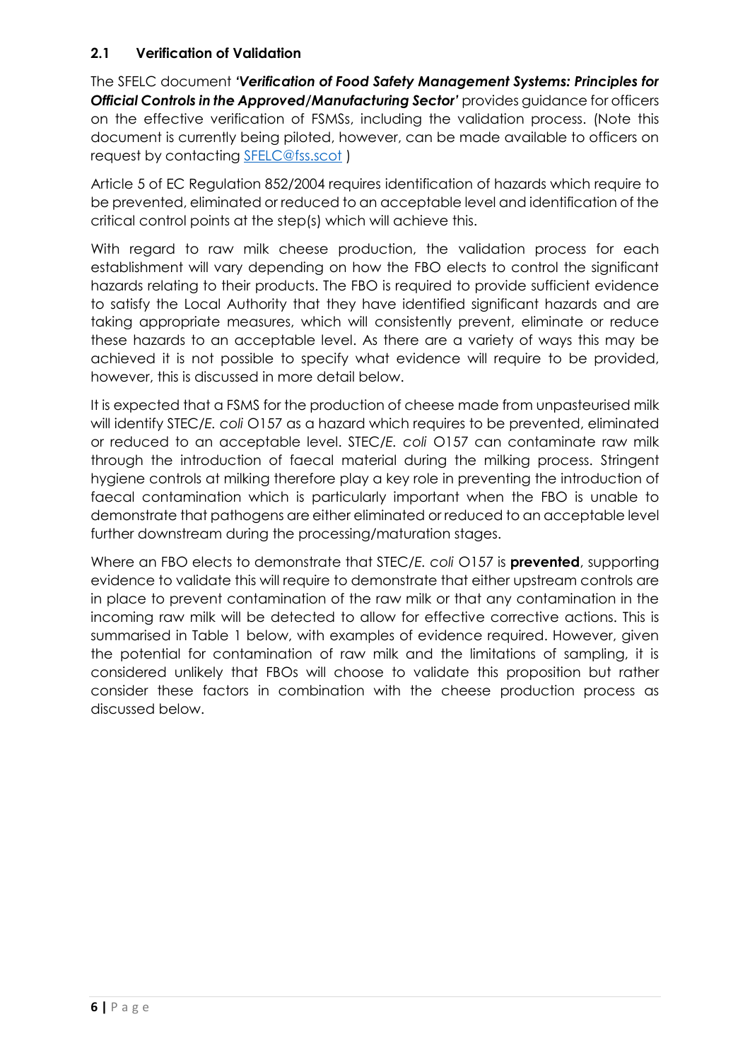## 2.1 Verification of Validation

The SFELC document ***'Verification of Food Safety Management Systems: Principles for Official Controls in the Approved/Manufacturing Sector'*** provides guidance for officers on the effective verification of FSMSs, including the validation process. (Note this document is currently being piloted, however, can be made available to officers on request by contacting [SFELC@fss.scot](mailto:SFELC@fss.scot) )

Article 5 of EC Regulation 852/2004 requires identification of hazards which require to be prevented, eliminated or reduced to an acceptable level and identification of the critical control points at the step(s) which will achieve this.

With regard to raw milk cheese production, the validation process for each establishment will vary depending on how the FBO elects to control the significant hazards relating to their products. The FBO is required to provide sufficient evidence to satisfy the Local Authority that they have identified significant hazards and are taking appropriate measures, which will consistently prevent, eliminate or reduce these hazards to an acceptable level. As there are a variety of ways this may be achieved it is not possible to specify what evidence will require to be provided, however, this is discussed in more detail below.

It is expected that a FSMS for the production of cheese made from unpasteurised milk will identify STEC/*E. coli* O157 as a hazard which requires to be prevented, eliminated or reduced to an acceptable level. STEC/*E. coli* O157 can contaminate raw milk through the introduction of faecal material during the milking process. Stringent hygiene controls at milking therefore play a key role in preventing the introduction of faecal contamination which is particularly important when the FBO is unable to demonstrate that pathogens are either eliminated or reduced to an acceptable level further downstream during the processing/maturation stages.

Where an FBO elects to demonstrate that STEC/*E. coli* O157 is **prevented**, supporting evidence to validate this will require to demonstrate that either upstream controls are in place to prevent contamination of the raw milk or that any contamination in the incoming raw milk will be detected to allow for effective corrective actions. This is summarised in Table 1 below, with examples of evidence required. However, given the potential for contamination of raw milk and the limitations of sampling, it is considered unlikely that FBOs will choose to validate this proposition but rather consider these factors in combination with the cheese production process as discussed below.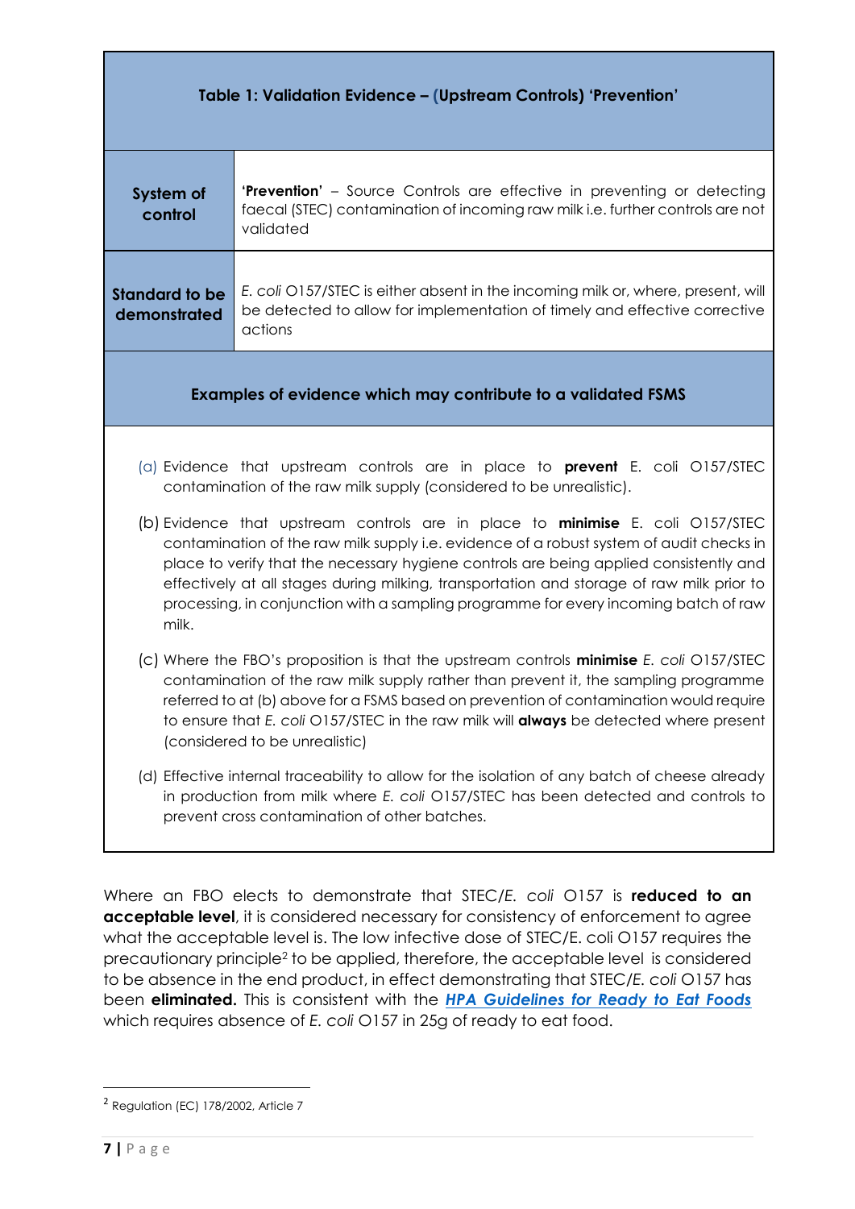| Table 1: Validation Evidence – (Upstream Controls) 'Prevention' | |
|---|---|
| **System of control** | **'Prevention'** – Source Controls are effective in preventing or detecting faecal (STEC) contamination of incoming raw milk i.e. further controls are not validated |
| **Standard to be demonstrated** | *E. coli* O157/STEC is either absent in the incoming milk or, where, present, will be detected to allow for implementation of timely and effective corrective actions |
| **Examples of evidence which may contribute to a validated FSMS** | |
| (a) Evidence that upstream controls are in place to **prevent** E. coli O157/STEC contamination of the raw milk supply (considered to be unrealistic).<br><br>(b) Evidence that upstream controls are in place to **minimise** E. coli O157/STEC contamination of the raw milk supply i.e. evidence of a robust system of audit checks in place to verify that the necessary hygiene controls are being applied consistently and effectively at all stages during milking, transportation and storage of raw milk prior to processing, in conjunction with a sampling programme for every incoming batch of raw milk.<br><br>(c) Where the FBO's proposition is that the upstream controls **minimise** *E. coli* O157/STEC contamination of the raw milk supply rather than prevent it, the sampling programme referred to at (b) above for a FSMS based on prevention of contamination would require to ensure that *E. coli* O157/STEC in the raw milk will **always** be detected where present (considered to be unrealistic)<br><br>(d) Effective internal traceability to allow for the isolation of any batch of cheese already in production from milk where *E. coli* O157/STEC has been detected and controls to prevent cross contamination of other batches. | |

Where an FBO elects to demonstrate that STEC/*E. coli* O157 is **reduced to an acceptable level**, it is considered necessary for consistency of enforcement to agree what the acceptable level is. The low infective dose of STEC/E. coli O157 requires the precautionary principle[2] to be applied, therefore, the acceptable level is considered to be absence in the end product, in effect demonstrating that STEC/*E. coli* O157 has been **eliminated.** This is consistent with the ***HPA Guidelines for Ready to Eat Foods*** which requires absence of *E. coli* O157 in 25g of ready to eat food.

[2] Regulation (EC) 178/2002, Article 7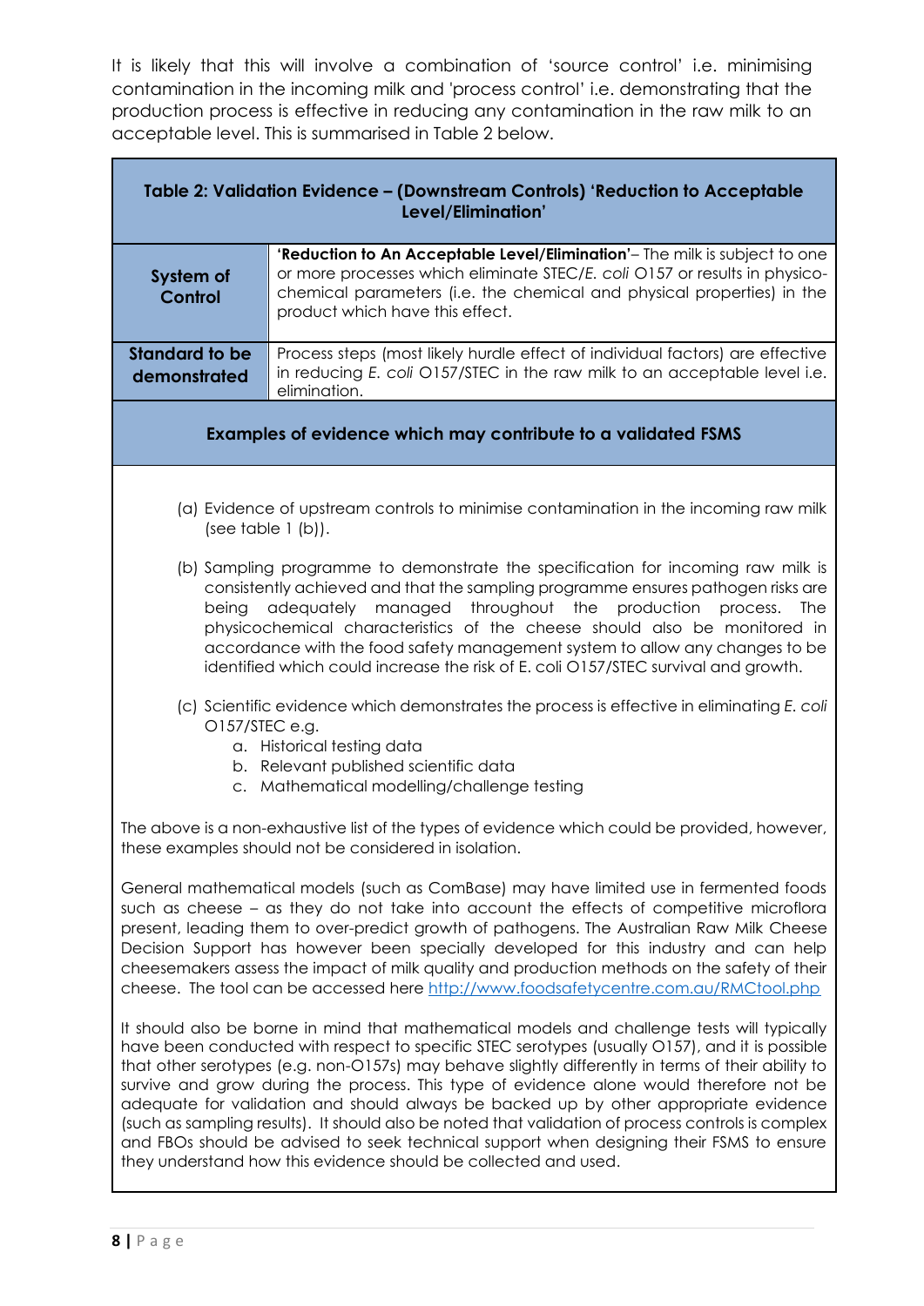It is likely that this will involve a combination of 'source control' i.e. minimising contamination in the incoming milk and 'process control' i.e. demonstrating that the production process is effective in reducing any contamination in the raw milk to an acceptable level. This is summarised in Table 2 below.

| **Table 2: Validation Evidence – (Downstream Controls) 'Reduction to Acceptable Level/Elimination'** | |
|---|---|
| **System of Control** | **'Reduction to An Acceptable Level/Elimination'**– The milk is subject to one or more processes which eliminate STEC/*E. coli* O157 or results in physico-chemical parameters (i.e. the chemical and physical properties) in the product which have this effect. |
| **Standard to be demonstrated** | Process steps (most likely hurdle effect of individual factors) are effective in reducing *E. coli* O157/STEC in the raw milk to an acceptable level i.e. elimination. |

**Examples of evidence which may contribute to a validated FSMS**

(a) Evidence of upstream controls to minimise contamination in the incoming raw milk (see table 1 (b)).

(b) Sampling programme to demonstrate the specification for incoming raw milk is consistently achieved and that the sampling programme ensures pathogen risks are being adequately managed throughout the production process. The physicochemical characteristics of the cheese should also be monitored in accordance with the food safety management system to allow any changes to be identified which could increase the risk of E. coli O157/STEC survival and growth.

(c) Scientific evidence which demonstrates the process is effective in eliminating *E. coli* O157/STEC e.g.
   a. Historical testing data
   b. Relevant published scientific data
   c. Mathematical modelling/challenge testing

The above is a non-exhaustive list of the types of evidence which could be provided, however, these examples should not be considered in isolation.

General mathematical models (such as ComBase) may have limited use in fermented foods such as cheese – as they do not take into account the effects of competitive microflora present, leading them to over-predict growth of pathogens. The Australian Raw Milk Cheese Decision Support has however been specially developed for this industry and can help cheesemakers assess the impact of milk quality and production methods on the safety of their cheese. The tool can be accessed here http://www.foodsafetycentre.com.au/RMCtool.php

It should also be borne in mind that mathematical models and challenge tests will typically have been conducted with respect to specific STEC serotypes (usually O157), and it is possible that other serotypes (e.g. non-O157s) may behave slightly differently in terms of their ability to survive and grow during the process. This type of evidence alone would therefore not be adequate for validation and should always be backed up by other appropriate evidence (such as sampling results). It should also be noted that validation of process controls is complex and FBOs should be advised to seek technical support when designing their FSMS to ensure they understand how this evidence should be collected and used.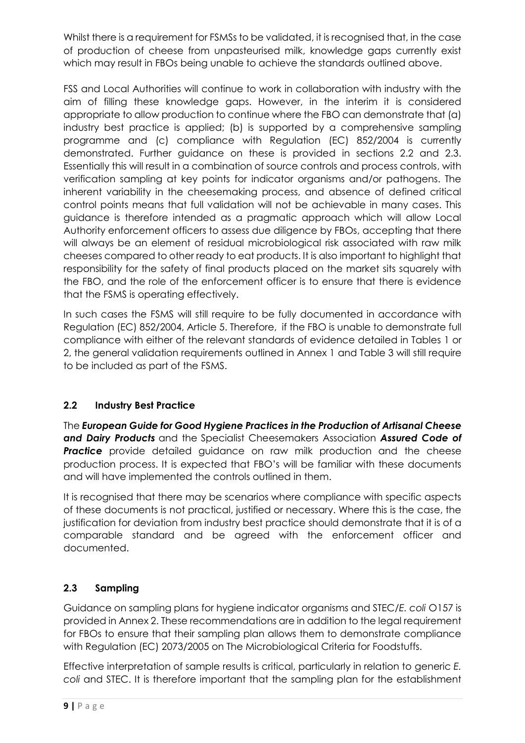Whilst there is a requirement for FSMSs to be validated, it is recognised that, in the case of production of cheese from unpasteurised milk, knowledge gaps currently exist which may result in FBOs being unable to achieve the standards outlined above.

FSS and Local Authorities will continue to work in collaboration with industry with the aim of filling these knowledge gaps. However, in the interim it is considered appropriate to allow production to continue where the FBO can demonstrate that (a) industry best practice is applied; (b) is supported by a comprehensive sampling programme and (c) compliance with Regulation (EC) 852/2004 is currently demonstrated. Further guidance on these is provided in sections 2.2 and 2.3. Essentially this will result in a combination of source controls and process controls, with verification sampling at key points for indicator organisms and/or pathogens. The inherent variability in the cheesemaking process, and absence of defined critical control points means that full validation will not be achievable in many cases. This guidance is therefore intended as a pragmatic approach which will allow Local Authority enforcement officers to assess due diligence by FBOs, accepting that there will always be an element of residual microbiological risk associated with raw milk cheeses compared to other ready to eat products. It is also important to highlight that responsibility for the safety of final products placed on the market sits squarely with the FBO, and the role of the enforcement officer is to ensure that there is evidence that the FSMS is operating effectively.

In such cases the FSMS will still require to be fully documented in accordance with Regulation (EC) 852/2004, Article 5. Therefore, if the FBO is unable to demonstrate full compliance with either of the relevant standards of evidence detailed in Tables 1 or 2, the general validation requirements outlined in Annex 1 and Table 3 will still require to be included as part of the FSMS.

## 2.2 Industry Best Practice

The ***European Guide for Good Hygiene Practices in the Production of Artisanal Cheese and Dairy Products*** and the Specialist Cheesemakers Association ***Assured Code of Practice*** provide detailed guidance on raw milk production and the cheese production process. It is expected that FBO's will be familiar with these documents and will have implemented the controls outlined in them.

It is recognised that there may be scenarios where compliance with specific aspects of these documents is not practical, justified or necessary. Where this is the case, the justification for deviation from industry best practice should demonstrate that it is of a comparable standard and be agreed with the enforcement officer and documented.

## 2.3 Sampling

Guidance on sampling plans for hygiene indicator organisms and STEC/*E. coli* O157 is provided in Annex 2. These recommendations are in addition to the legal requirement for FBOs to ensure that their sampling plan allows them to demonstrate compliance with Regulation (EC) 2073/2005 on The Microbiological Criteria for Foodstuffs.

Effective interpretation of sample results is critical, particularly in relation to generic *E. coli* and STEC. It is therefore important that the sampling plan for the establishment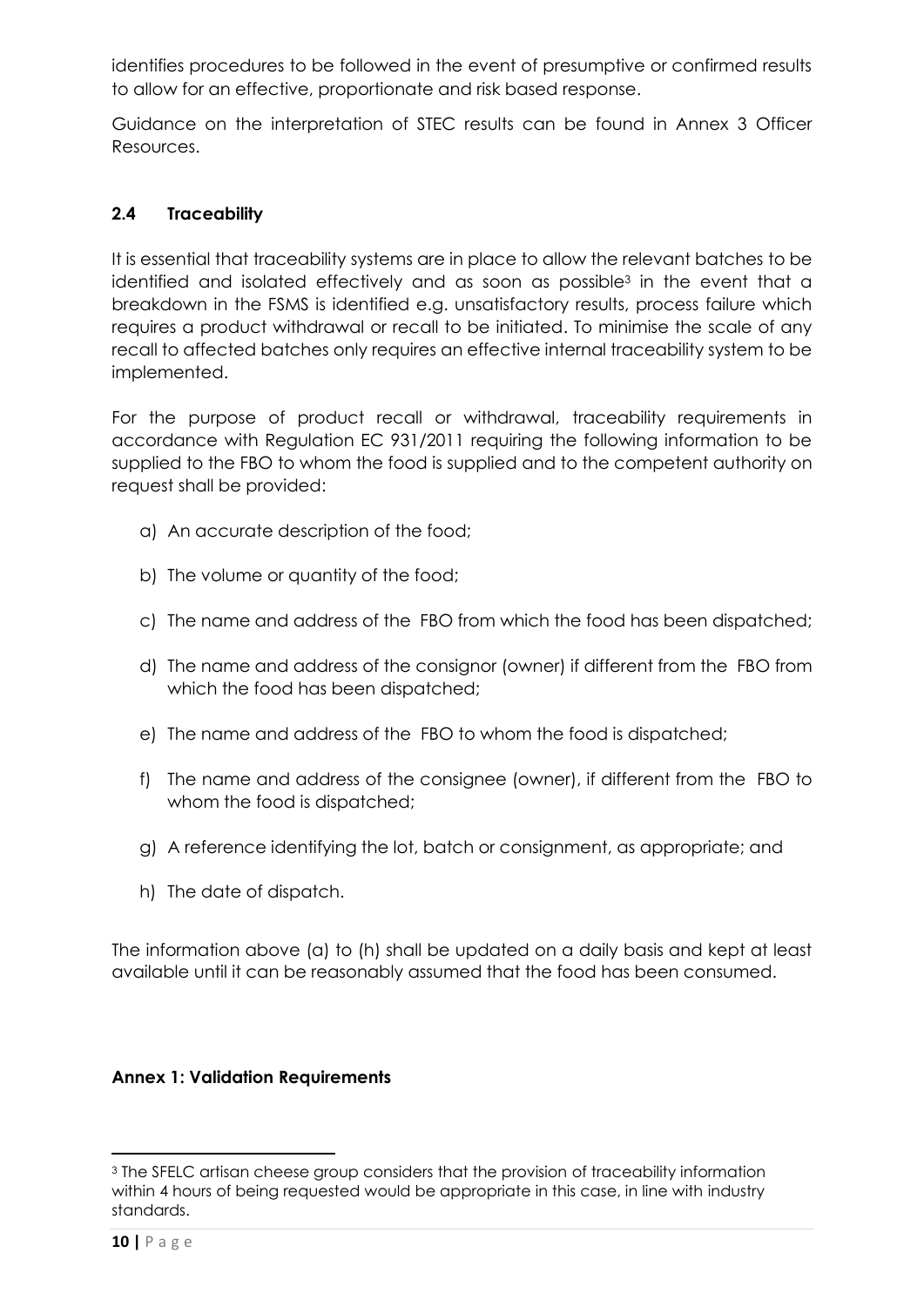identifies procedures to be followed in the event of presumptive or confirmed results to allow for an effective, proportionate and risk based response.

Guidance on the interpretation of STEC results can be found in Annex 3 Officer Resources.

## 2.4 Traceability

It is essential that traceability systems are in place to allow the relevant batches to be identified and isolated effectively and as soon as possible[3] in the event that a breakdown in the FSMS is identified e.g. unsatisfactory results, process failure which requires a product withdrawal or recall to be initiated. To minimise the scale of any recall to affected batches only requires an effective internal traceability system to be implemented.

For the purpose of product recall or withdrawal, traceability requirements in accordance with Regulation EC 931/2011 requiring the following information to be supplied to the FBO to whom the food is supplied and to the competent authority on request shall be provided:

a) An accurate description of the food;

b) The volume or quantity of the food;

c) The name and address of the FBO from which the food has been dispatched;

d) The name and address of the consignor (owner) if different from the FBO from which the food has been dispatched;

e) The name and address of the FBO to whom the food is dispatched;

f) The name and address of the consignee (owner), if different from the FBO to whom the food is dispatched;

g) A reference identifying the lot, batch or consignment, as appropriate; and

h) The date of dispatch.

The information above (a) to (h) shall be updated on a daily basis and kept at least available until it can be reasonably assumed that the food has been consumed.

**Annex 1: Validation Requirements**

[3] The SFELC artisan cheese group considers that the provision of traceability information within 4 hours of being requested would be appropriate in this case, in line with industry standards.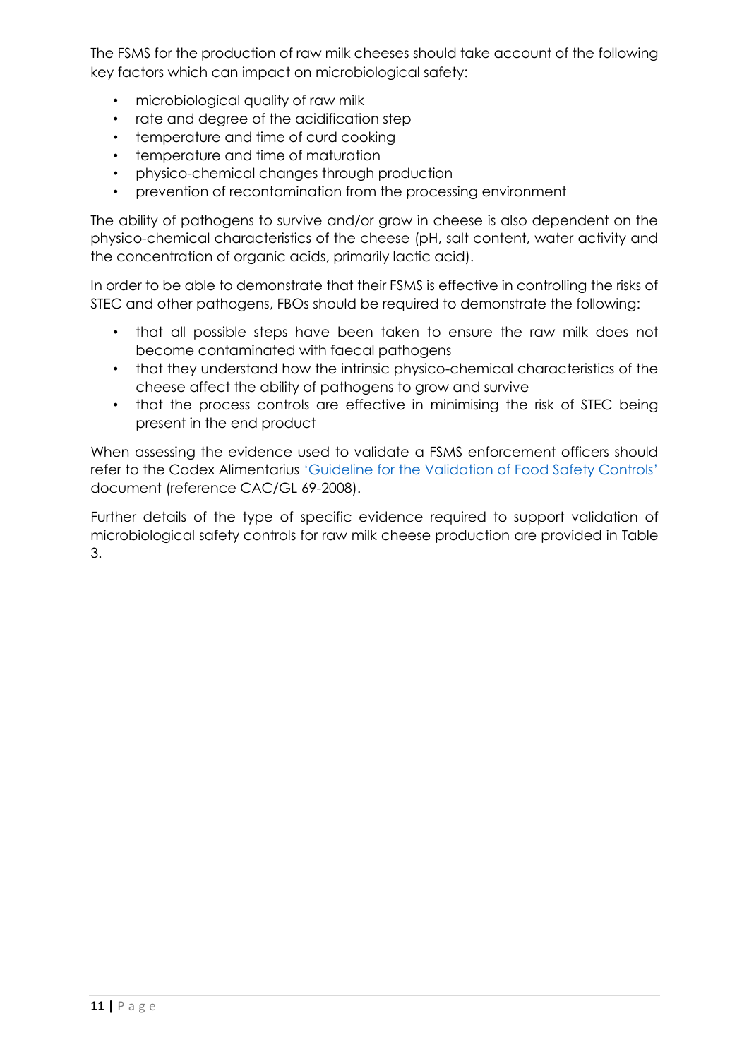The FSMS for the production of raw milk cheeses should take account of the following key factors which can impact on microbiological safety:

- microbiological quality of raw milk
- rate and degree of the acidification step
- temperature and time of curd cooking
- temperature and time of maturation
- physico-chemical changes through production
- prevention of recontamination from the processing environment

The ability of pathogens to survive and/or grow in cheese is also dependent on the physico-chemical characteristics of the cheese (pH, salt content, water activity and the concentration of organic acids, primarily lactic acid).

In order to be able to demonstrate that their FSMS is effective in controlling the risks of STEC and other pathogens, FBOs should be required to demonstrate the following:

- that all possible steps have been taken to ensure the raw milk does not become contaminated with faecal pathogens
- that they understand how the intrinsic physico-chemical characteristics of the cheese affect the ability of pathogens to grow and survive
- that the process controls are effective in minimising the risk of STEC being present in the end product

When assessing the evidence used to validate a FSMS enforcement officers should refer to the Codex Alimentarius 'Guideline for the Validation of Food Safety Controls' document (reference CAC/GL 69-2008).

Further details of the type of specific evidence required to support validation of microbiological safety controls for raw milk cheese production are provided in Table 3.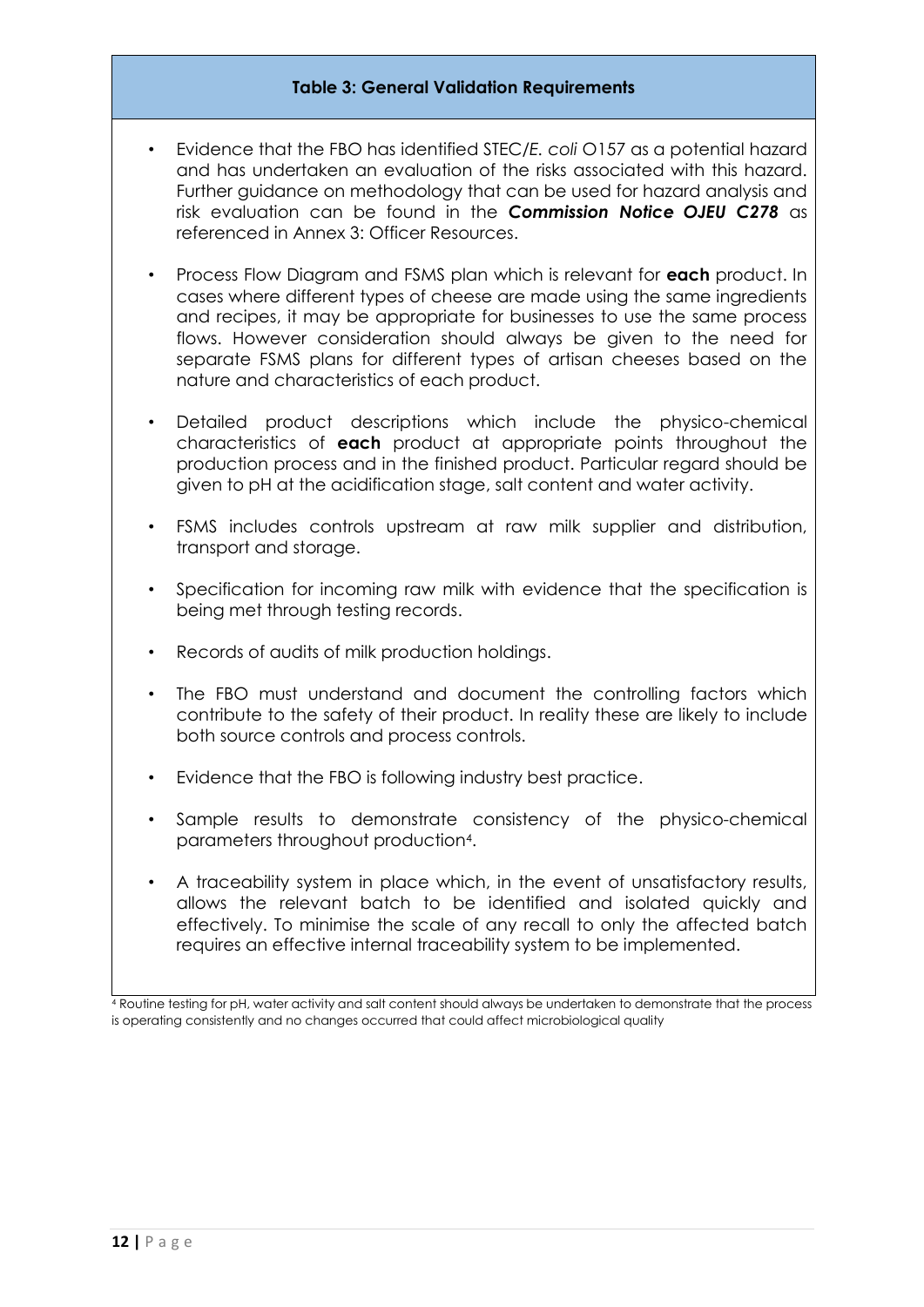**Table 3: General Validation Requirements**

- Evidence that the FBO has identified STEC/*E. coli* O157 as a potential hazard and has undertaken an evaluation of the risks associated with this hazard. Further guidance on methodology that can be used for hazard analysis and risk evaluation can be found in the ***Commission Notice OJEU C278*** as referenced in Annex 3: Officer Resources.

- Process Flow Diagram and FSMS plan which is relevant for **each** product. In cases where different types of cheese are made using the same ingredients and recipes, it may be appropriate for businesses to use the same process flows. However consideration should always be given to the need for separate FSMS plans for different types of artisan cheeses based on the nature and characteristics of each product.

- Detailed product descriptions which include the physico-chemical characteristics of **each** product at appropriate points throughout the production process and in the finished product. Particular regard should be given to pH at the acidification stage, salt content and water activity.

- FSMS includes controls upstream at raw milk supplier and distribution, transport and storage.

- Specification for incoming raw milk with evidence that the specification is being met through testing records.

- Records of audits of milk production holdings.

- The FBO must understand and document the controlling factors which contribute to the safety of their product. In reality these are likely to include both source controls and process controls.

- Evidence that the FBO is following industry best practice.

- Sample results to demonstrate consistency of the physico-chemical parameters throughout production[4].

- A traceability system in place which, in the event of unsatisfactory results, allows the relevant batch to be identified and isolated quickly and effectively. To minimise the scale of any recall to only the affected batch requires an effective internal traceability system to be implemented.

[4] Routine testing for pH, water activity and salt content should always be undertaken to demonstrate that the process is operating consistently and no changes occurred that could affect microbiological quality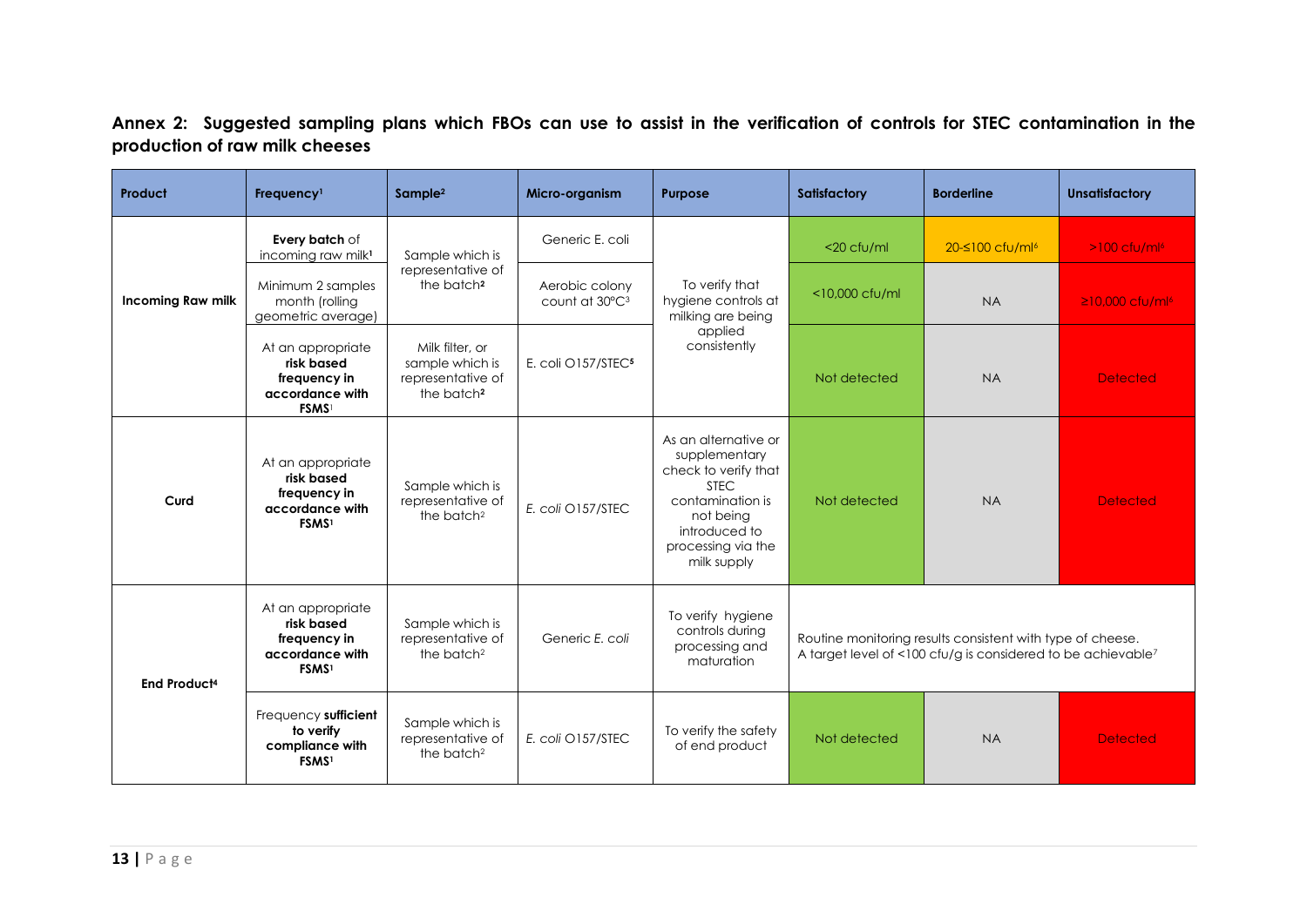**Annex 2: Suggested sampling plans which FBOs can use to assist in the verification of controls for STEC contamination in the production of raw milk cheeses**

| Product | Frequency[1] | Sample[2] | Micro-organism | Purpose | Satisfactory | Borderline | Unsatisfactory |
|---|---|---|---|---|---|---|---|
| **Incoming Raw milk** | **Every batch** of incoming raw milk[1] | Sample which is representative of the batch[2] | Generic E. coli | To verify that hygiene controls at milking are being applied consistently | <20 cfu/ml | 20-≤100 cfu/ml[6] | >100 cfu/ml[6] |
| | Minimum 2 samples month (rolling geometric average) | | Aerobic colony count at 30°C[3] | | <10,000 cfu/ml | NA | ≥10,000 cfu/ml[6] |
| | At an appropriate **risk based frequency in accordance with FSMS**[1] | Milk filter, or sample which is representative of the batch[2] | E. coli O157/STEC[5] | | Not detected | NA | Detected |
| **Curd** | At an appropriate **risk based frequency in accordance with FSMS**[1] | Sample which is representative of the batch[2] | *E. coli* O157/STEC | As an alternative or supplementary check to verify that STEC contamination is not being introduced to processing via the milk supply | Not detected | NA | Detected |
| **End Product**[4] | At an appropriate **risk based frequency in accordance with FSMS**[1] | Sample which is representative of the batch[2] | Generic *E. coli* | To verify hygiene controls during processing and maturation | Routine monitoring results consistent with type of cheese. A target level of <100 cfu/g is considered to be achievable[7] | | |
| | Frequency **sufficient to verify compliance with FSMS**[1] | Sample which is representative of the batch[2] | *E. coli* O157/STEC | To verify the safety of end product | Not detected | NA | Detected |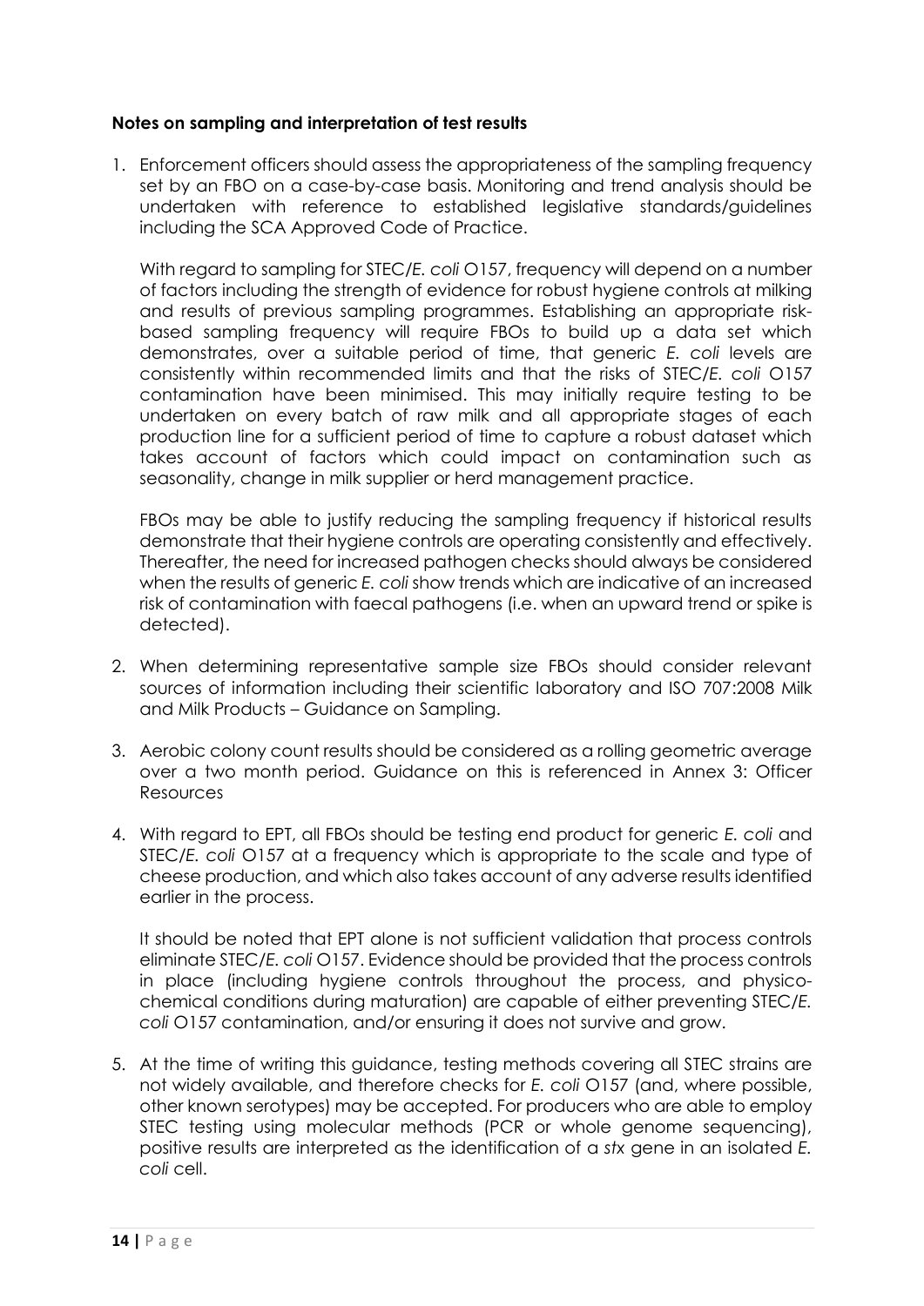**Notes on sampling and interpretation of test results**

1. Enforcement officers should assess the appropriateness of the sampling frequency set by an FBO on a case-by-case basis. Monitoring and trend analysis should be undertaken with reference to established legislative standards/guidelines including the SCA Approved Code of Practice.

   With regard to sampling for STEC/*E. coli* O157, frequency will depend on a number of factors including the strength of evidence for robust hygiene controls at milking and results of previous sampling programmes. Establishing an appropriate risk-based sampling frequency will require FBOs to build up a data set which demonstrates, over a suitable period of time, that generic *E. coli* levels are consistently within recommended limits and that the risks of STEC/*E. coli* O157 contamination have been minimised. This may initially require testing to be undertaken on every batch of raw milk and all appropriate stages of each production line for a sufficient period of time to capture a robust dataset which takes account of factors which could impact on contamination such as seasonality, change in milk supplier or herd management practice.

   FBOs may be able to justify reducing the sampling frequency if historical results demonstrate that their hygiene controls are operating consistently and effectively. Thereafter, the need for increased pathogen checks should always be considered when the results of generic *E. coli* show trends which are indicative of an increased risk of contamination with faecal pathogens (i.e. when an upward trend or spike is detected).

2. When determining representative sample size FBOs should consider relevant sources of information including their scientific laboratory and ISO 707:2008 Milk and Milk Products – Guidance on Sampling.

3. Aerobic colony count results should be considered as a rolling geometric average over a two month period. Guidance on this is referenced in Annex 3: Officer Resources

4. With regard to EPT, all FBOs should be testing end product for generic *E. coli* and STEC/*E. coli* O157 at a frequency which is appropriate to the scale and type of cheese production, and which also takes account of any adverse results identified earlier in the process.

   It should be noted that EPT alone is not sufficient validation that process controls eliminate STEC/*E. coli* O157. Evidence should be provided that the process controls in place (including hygiene controls throughout the process, and physico-chemical conditions during maturation) are capable of either preventing STEC/*E. coli* O157 contamination, and/or ensuring it does not survive and grow.

5. At the time of writing this guidance, testing methods covering all STEC strains are not widely available, and therefore checks for *E. coli* O157 (and, where possible, other known serotypes) may be accepted. For producers who are able to employ STEC testing using molecular methods (PCR or whole genome sequencing), positive results are interpreted as the identification of a *stx* gene in an isolated *E. coli* cell.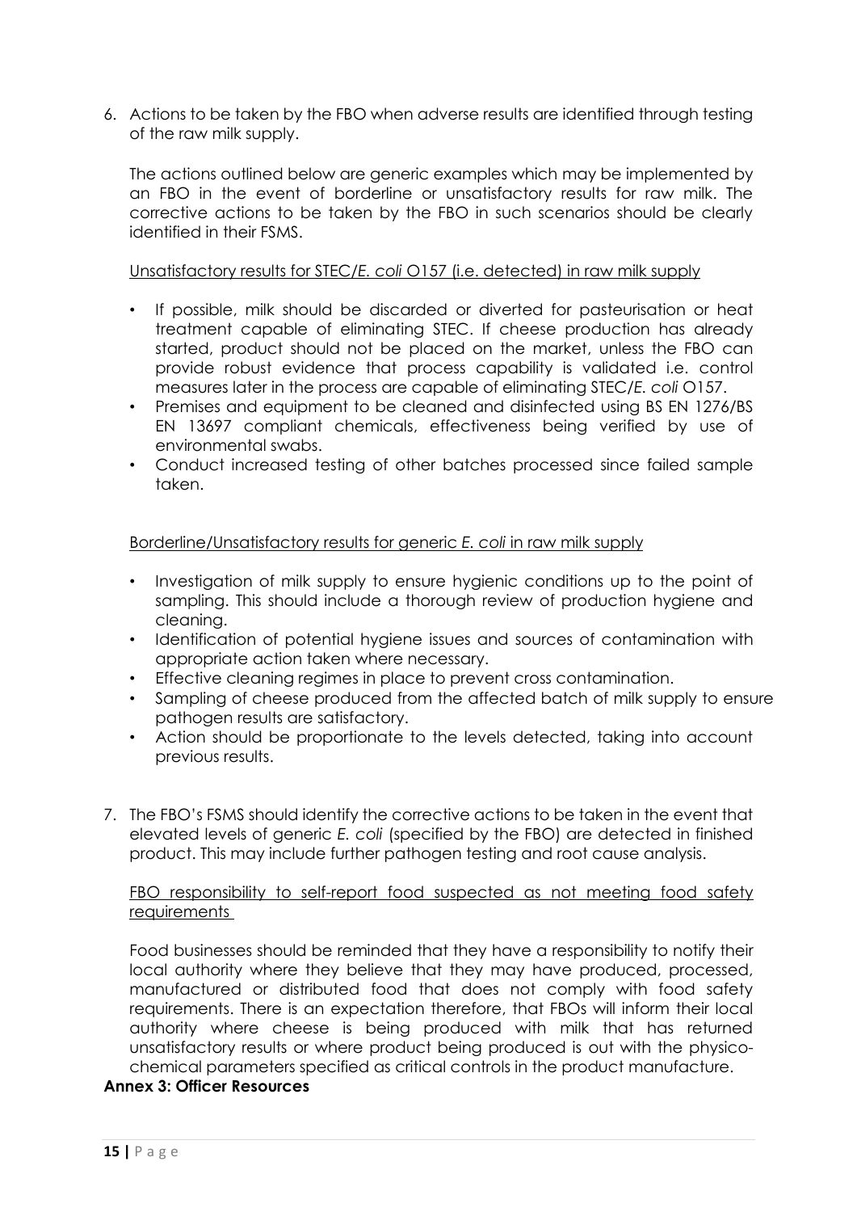6. Actions to be taken by the FBO when adverse results are identified through testing of the raw milk supply.

   The actions outlined below are generic examples which may be implemented by an FBO in the event of borderline or unsatisfactory results for raw milk. The corrective actions to be taken by the FBO in such scenarios should be clearly identified in their FSMS.

   Unsatisfactory results for STEC/*E. coli* O157 (i.e. detected) in raw milk supply

   - If possible, milk should be discarded or diverted for pasteurisation or heat treatment capable of eliminating STEC. If cheese production has already started, product should not be placed on the market, unless the FBO can provide robust evidence that process capability is validated i.e. control measures later in the process are capable of eliminating STEC/*E. coli* O157.
   - Premises and equipment to be cleaned and disinfected using BS EN 1276/BS EN 13697 compliant chemicals, effectiveness being verified by use of environmental swabs.
   - Conduct increased testing of other batches processed since failed sample taken.

   Borderline/Unsatisfactory results for generic *E. coli* in raw milk supply

   - Investigation of milk supply to ensure hygienic conditions up to the point of sampling. This should include a thorough review of production hygiene and cleaning.
   - Identification of potential hygiene issues and sources of contamination with appropriate action taken where necessary.
   - Effective cleaning regimes in place to prevent cross contamination.
   - Sampling of cheese produced from the affected batch of milk supply to ensure pathogen results are satisfactory.
   - Action should be proportionate to the levels detected, taking into account previous results.

7. The FBO's FSMS should identify the corrective actions to be taken in the event that elevated levels of generic *E. coli* (specified by the FBO) are detected in finished product. This may include further pathogen testing and root cause analysis.

   FBO responsibility to self-report food suspected as not meeting food safety requirements

   Food businesses should be reminded that they have a responsibility to notify their local authority where they believe that they may have produced, processed, manufactured or distributed food that does not comply with food safety requirements. There is an expectation therefore, that FBOs will inform their local authority where cheese is being produced with milk that has returned unsatisfactory results or where product being produced is out with the physico-chemical parameters specified as critical controls in the product manufacture.

**Annex 3: Officer Resources**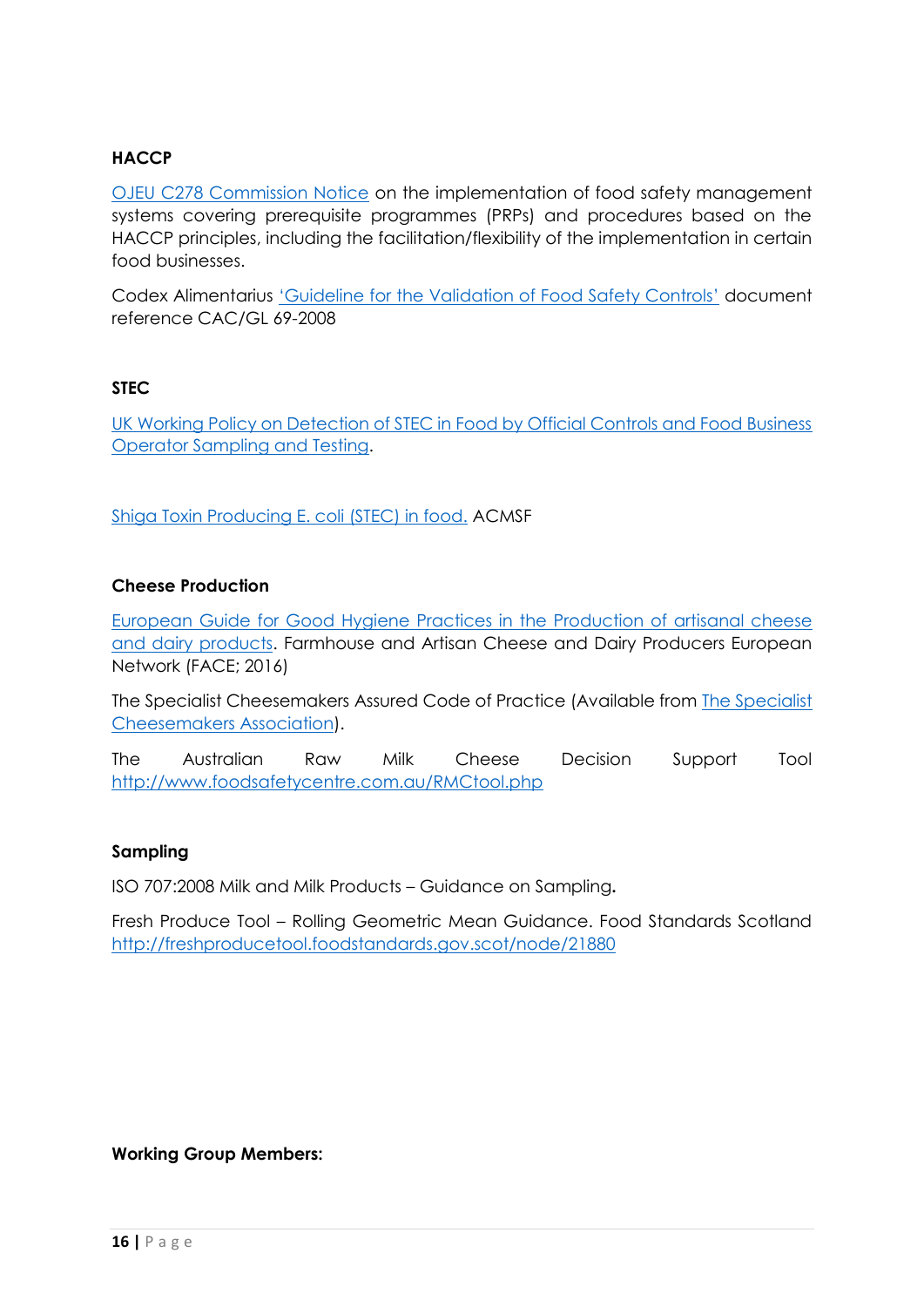**HACCP**

OJEU C278 Commission Notice on the implementation of food safety management systems covering prerequisite programmes (PRPs) and procedures based on the HACCP principles, including the facilitation/flexibility of the implementation in certain food businesses.

Codex Alimentarius 'Guideline for the Validation of Food Safety Controls' document reference CAC/GL 69-2008

**STEC**

UK Working Policy on Detection of STEC in Food by Official Controls and Food Business Operator Sampling and Testing.

Shiga Toxin Producing E. coli (STEC) in food. ACMSF

**Cheese Production**

European Guide for Good Hygiene Practices in the Production of artisanal cheese and dairy products. Farmhouse and Artisan Cheese and Dairy Producers European Network (FACE; 2016)

The Specialist Cheesemakers Assured Code of Practice (Available from The Specialist Cheesemakers Association).

The Australian Raw Milk Cheese Decision Support Tool http://www.foodsafetycentre.com.au/RMCtool.php

**Sampling**

ISO 707:2008 Milk and Milk Products – Guidance on Sampling**.**

Fresh Produce Tool – Rolling Geometric Mean Guidance. Food Standards Scotland http://freshproducetool.foodstandards.gov.scot/node/21880

**Working Group Members:**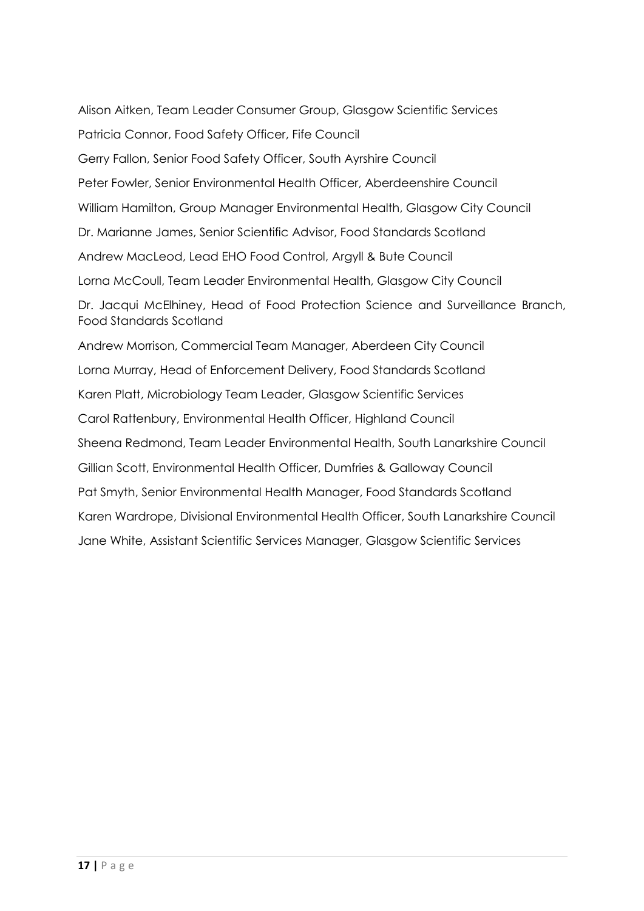Alison Aitken, Team Leader Consumer Group, Glasgow Scientific Services

Patricia Connor, Food Safety Officer, Fife Council

Gerry Fallon, Senior Food Safety Officer, South Ayrshire Council

Peter Fowler, Senior Environmental Health Officer, Aberdeenshire Council

William Hamilton, Group Manager Environmental Health, Glasgow City Council

Dr. Marianne James, Senior Scientific Advisor, Food Standards Scotland

Andrew MacLeod, Lead EHO Food Control, Argyll & Bute Council

Lorna McCoull, Team Leader Environmental Health, Glasgow City Council

Dr. Jacqui McElhiney, Head of Food Protection Science and Surveillance Branch, Food Standards Scotland

Andrew Morrison, Commercial Team Manager, Aberdeen City Council

Lorna Murray, Head of Enforcement Delivery, Food Standards Scotland

Karen Platt, Microbiology Team Leader, Glasgow Scientific Services

Carol Rattenbury, Environmental Health Officer, Highland Council

Sheena Redmond, Team Leader Environmental Health, South Lanarkshire Council

Gillian Scott, Environmental Health Officer, Dumfries & Galloway Council

Pat Smyth, Senior Environmental Health Manager, Food Standards Scotland

Karen Wardrope, Divisional Environmental Health Officer, South Lanarkshire Council

Jane White, Assistant Scientific Services Manager, Glasgow Scientific Services